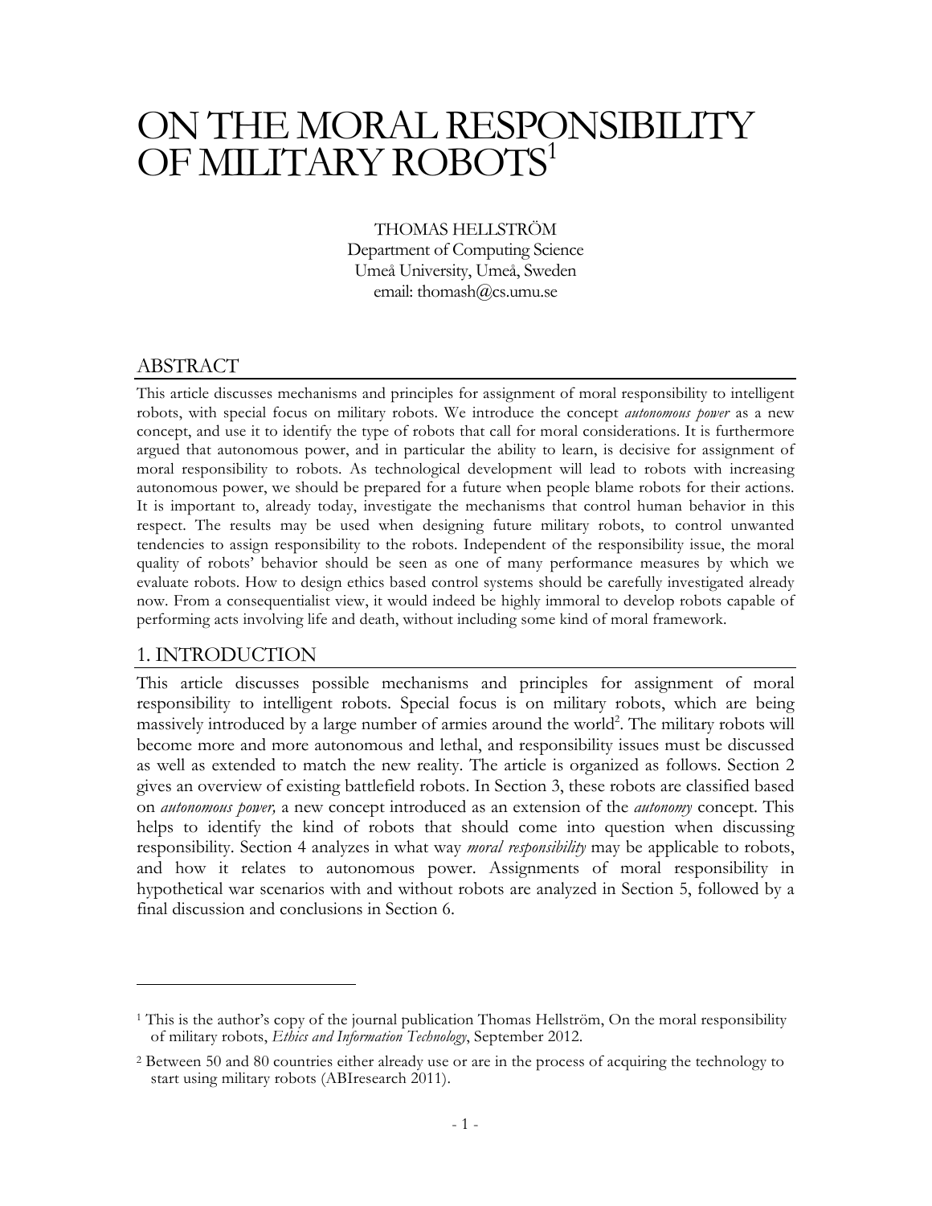# ON THE MORAL RESPONSIBILITY OF MILITARY ROBOTS[1]

THOMAS HELLSTRÖM
Department of Computing Science
Umeå University, Umeå, Sweden
email: thomash@cs.umu.se

## ABSTRACT

This article discusses mechanisms and principles for assignment of moral responsibility to intelligent robots, with special focus on military robots. We introduce the concept *autonomous power* as a new concept, and use it to identify the type of robots that call for moral considerations. It is furthermore argued that autonomous power, and in particular the ability to learn, is decisive for assignment of moral responsibility to robots. As technological development will lead to robots with increasing autonomous power, we should be prepared for a future when people blame robots for their actions. It is important to, already today, investigate the mechanisms that control human behavior in this respect. The results may be used when designing future military robots, to control unwanted tendencies to assign responsibility to the robots. Independent of the responsibility issue, the moral quality of robots' behavior should be seen as one of many performance measures by which we evaluate robots. How to design ethics based control systems should be carefully investigated already now. From a consequentialist view, it would indeed be highly immoral to develop robots capable of performing acts involving life and death, without including some kind of moral framework.

## 1. INTRODUCTION

This article discusses possible mechanisms and principles for assignment of moral responsibility to intelligent robots. Special focus is on military robots, which are being massively introduced by a large number of armies around the world[2]. The military robots will become more and more autonomous and lethal, and responsibility issues must be discussed as well as extended to match the new reality. The article is organized as follows. Section 2 gives an overview of existing battlefield robots. In Section 3, these robots are classified based on *autonomous power,* a new concept introduced as an extension of the *autonomy* concept. This helps to identify the kind of robots that should come into question when discussing responsibility. Section 4 analyzes in what way *moral responsibility* may be applicable to robots, and how it relates to autonomous power. Assignments of moral responsibility in hypothetical war scenarios with and without robots are analyzed in Section 5, followed by a final discussion and conclusions in Section 6.

---

[1] This is the author's copy of the journal publication Thomas Hellström, On the moral responsibility of military robots, *Ethics and Information Technology*, September 2012.

[2] Between 50 and 80 countries either already use or are in the process of acquiring the technology to start using military robots (ABIresearch 2011).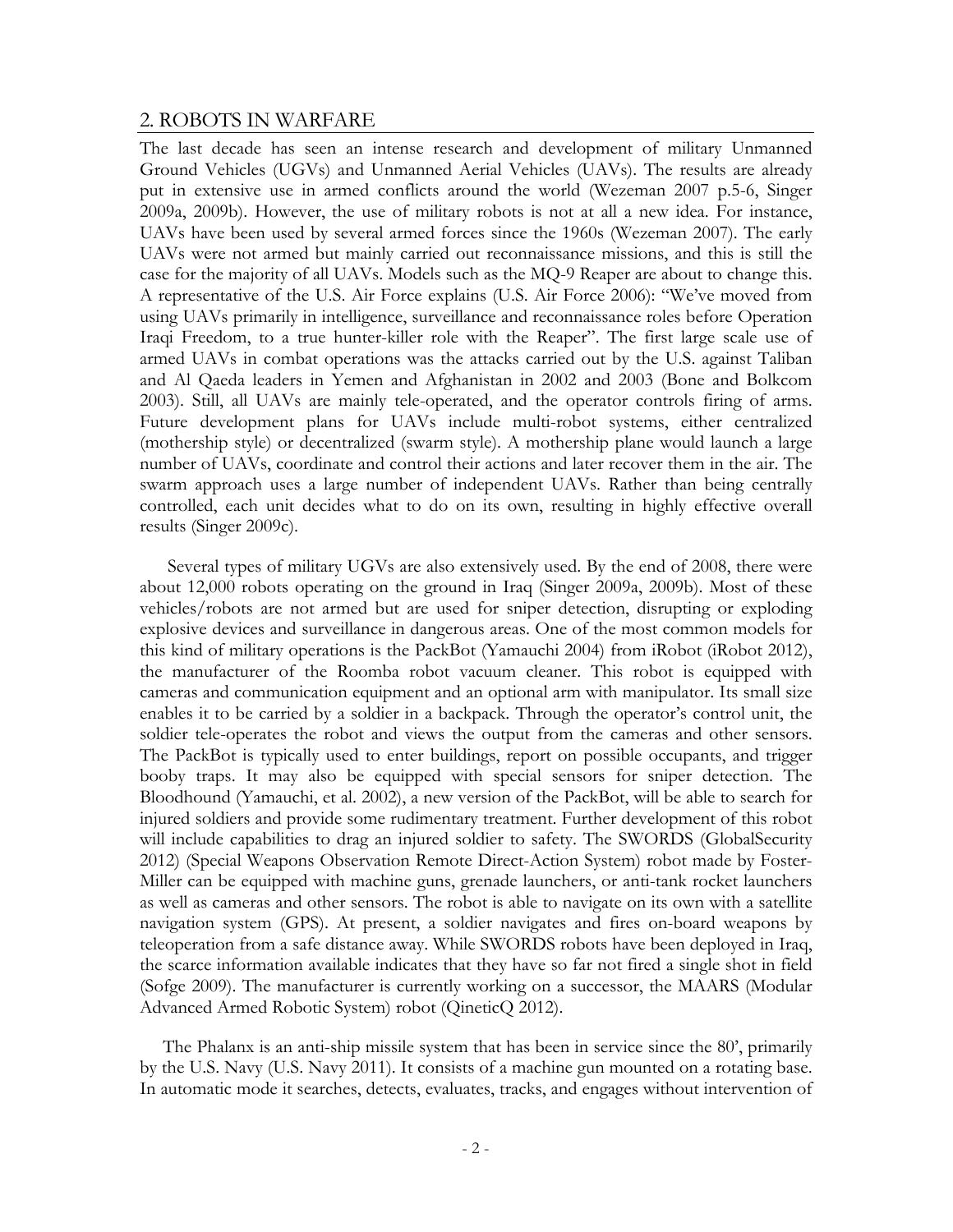## 2. ROBOTS IN WARFARE

The last decade has seen an intense research and development of military Unmanned Ground Vehicles (UGVs) and Unmanned Aerial Vehicles (UAVs). The results are already put in extensive use in armed conflicts around the world (Wezeman 2007 p.5-6, Singer 2009a, 2009b). However, the use of military robots is not at all a new idea. For instance, UAVs have been used by several armed forces since the 1960s (Wezeman 2007). The early UAVs were not armed but mainly carried out reconnaissance missions, and this is still the case for the majority of all UAVs. Models such as the MQ-9 Reaper are about to change this. A representative of the U.S. Air Force explains (U.S. Air Force 2006): "We've moved from using UAVs primarily in intelligence, surveillance and reconnaissance roles before Operation Iraqi Freedom, to a true hunter-killer role with the Reaper". The first large scale use of armed UAVs in combat operations was the attacks carried out by the U.S. against Taliban and Al Qaeda leaders in Yemen and Afghanistan in 2002 and 2003 (Bone and Bolkcom 2003). Still, all UAVs are mainly tele-operated, and the operator controls firing of arms. Future development plans for UAVs include multi-robot systems, either centralized (mothership style) or decentralized (swarm style). A mothership plane would launch a large number of UAVs, coordinate and control their actions and later recover them in the air. The swarm approach uses a large number of independent UAVs. Rather than being centrally controlled, each unit decides what to do on its own, resulting in highly effective overall results (Singer 2009c).

Several types of military UGVs are also extensively used. By the end of 2008, there were about 12,000 robots operating on the ground in Iraq (Singer 2009a, 2009b). Most of these vehicles/robots are not armed but are used for sniper detection, disrupting or exploding explosive devices and surveillance in dangerous areas. One of the most common models for this kind of military operations is the PackBot (Yamauchi 2004) from iRobot (iRobot 2012), the manufacturer of the Roomba robot vacuum cleaner. This robot is equipped with cameras and communication equipment and an optional arm with manipulator. Its small size enables it to be carried by a soldier in a backpack. Through the operator's control unit, the soldier tele-operates the robot and views the output from the cameras and other sensors. The PackBot is typically used to enter buildings, report on possible occupants, and trigger booby traps. It may also be equipped with special sensors for sniper detection. The Bloodhound (Yamauchi, et al. 2002), a new version of the PackBot, will be able to search for injured soldiers and provide some rudimentary treatment. Further development of this robot will include capabilities to drag an injured soldier to safety. The SWORDS (GlobalSecurity 2012) (Special Weapons Observation Remote Direct-Action System) robot made by Foster-Miller can be equipped with machine guns, grenade launchers, or anti-tank rocket launchers as well as cameras and other sensors. The robot is able to navigate on its own with a satellite navigation system (GPS). At present, a soldier navigates and fires on-board weapons by teleoperation from a safe distance away. While SWORDS robots have been deployed in Iraq, the scarce information available indicates that they have so far not fired a single shot in field (Sofge 2009). The manufacturer is currently working on a successor, the MAARS (Modular Advanced Armed Robotic System) robot (QineticQ 2012).

The Phalanx is an anti-ship missile system that has been in service since the 80', primarily by the U.S. Navy (U.S. Navy 2011). It consists of a machine gun mounted on a rotating base. In automatic mode it searches, detects, evaluates, tracks, and engages without intervention of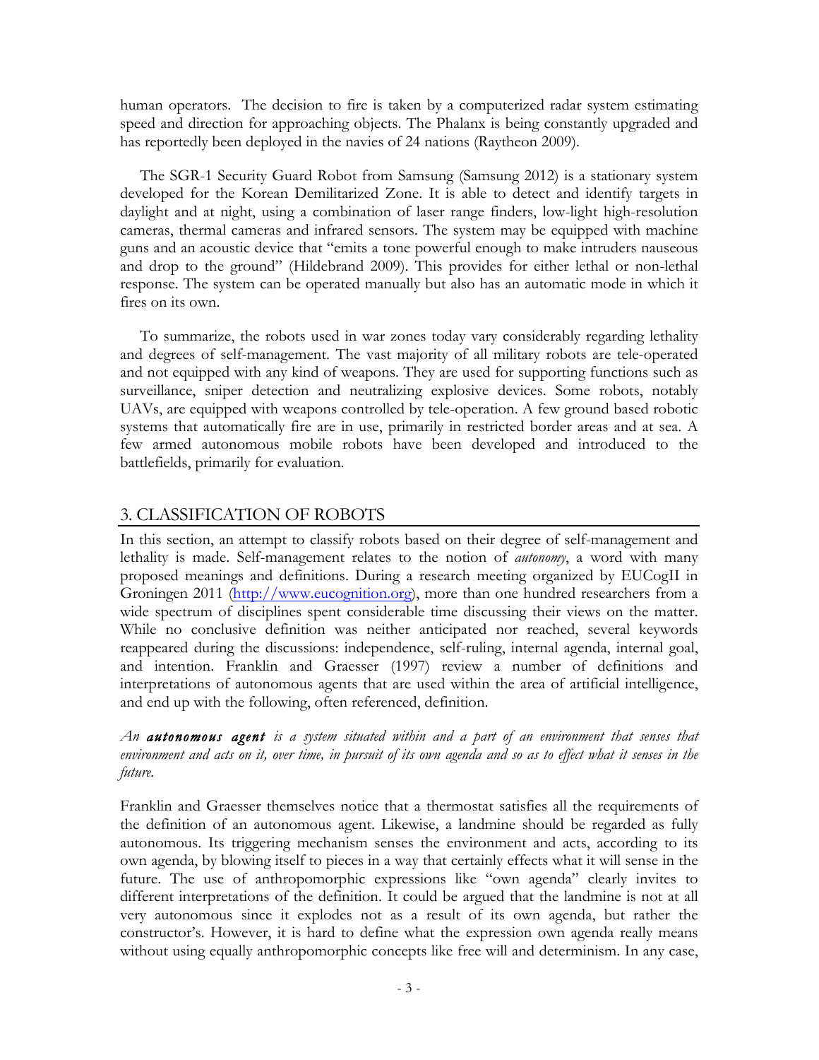human operators. The decision to fire is taken by a computerized radar system estimating speed and direction for approaching objects. The Phalanx is being constantly upgraded and has reportedly been deployed in the navies of 24 nations (Raytheon 2009).

The SGR-1 Security Guard Robot from Samsung (Samsung 2012) is a stationary system developed for the Korean Demilitarized Zone. It is able to detect and identify targets in daylight and at night, using a combination of laser range finders, low-light high-resolution cameras, thermal cameras and infrared sensors. The system may be equipped with machine guns and an acoustic device that "emits a tone powerful enough to make intruders nauseous and drop to the ground" (Hildebrand 2009). This provides for either lethal or non-lethal response. The system can be operated manually but also has an automatic mode in which it fires on its own.

To summarize, the robots used in war zones today vary considerably regarding lethality and degrees of self-management. The vast majority of all military robots are tele-operated and not equipped with any kind of weapons. They are used for supporting functions such as surveillance, sniper detection and neutralizing explosive devices. Some robots, notably UAVs, are equipped with weapons controlled by tele-operation. A few ground based robotic systems that automatically fire are in use, primarily in restricted border areas and at sea. A few armed autonomous mobile robots have been developed and introduced to the battlefields, primarily for evaluation.

## 3. CLASSIFICATION OF ROBOTS

In this section, an attempt to classify robots based on their degree of self-management and lethality is made. Self-management relates to the notion of *autonomy*, a word with many proposed meanings and definitions. During a research meeting organized by EUCogII in Groningen 2011 (http://www.eucognition.org), more than one hundred researchers from a wide spectrum of disciplines spent considerable time discussing their views on the matter. While no conclusive definition was neither anticipated nor reached, several keywords reappeared during the discussions: independence, self-ruling, internal agenda, internal goal, and intention. Franklin and Graesser (1997) review a number of definitions and interpretations of autonomous agents that are used within the area of artificial intelligence, and end up with the following, often referenced, definition.

*An **autonomous agent** is a system situated within and a part of an environment that senses that environment and acts on it, over time, in pursuit of its own agenda and so as to effect what it senses in the future.*

Franklin and Graesser themselves notice that a thermostat satisfies all the requirements of the definition of an autonomous agent. Likewise, a landmine should be regarded as fully autonomous. Its triggering mechanism senses the environment and acts, according to its own agenda, by blowing itself to pieces in a way that certainly effects what it will sense in the future. The use of anthropomorphic expressions like "own agenda" clearly invites to different interpretations of the definition. It could be argued that the landmine is not at all very autonomous since it explodes not as a result of its own agenda, but rather the constructor's. However, it is hard to define what the expression own agenda really means without using equally anthropomorphic concepts like free will and determinism. In any case,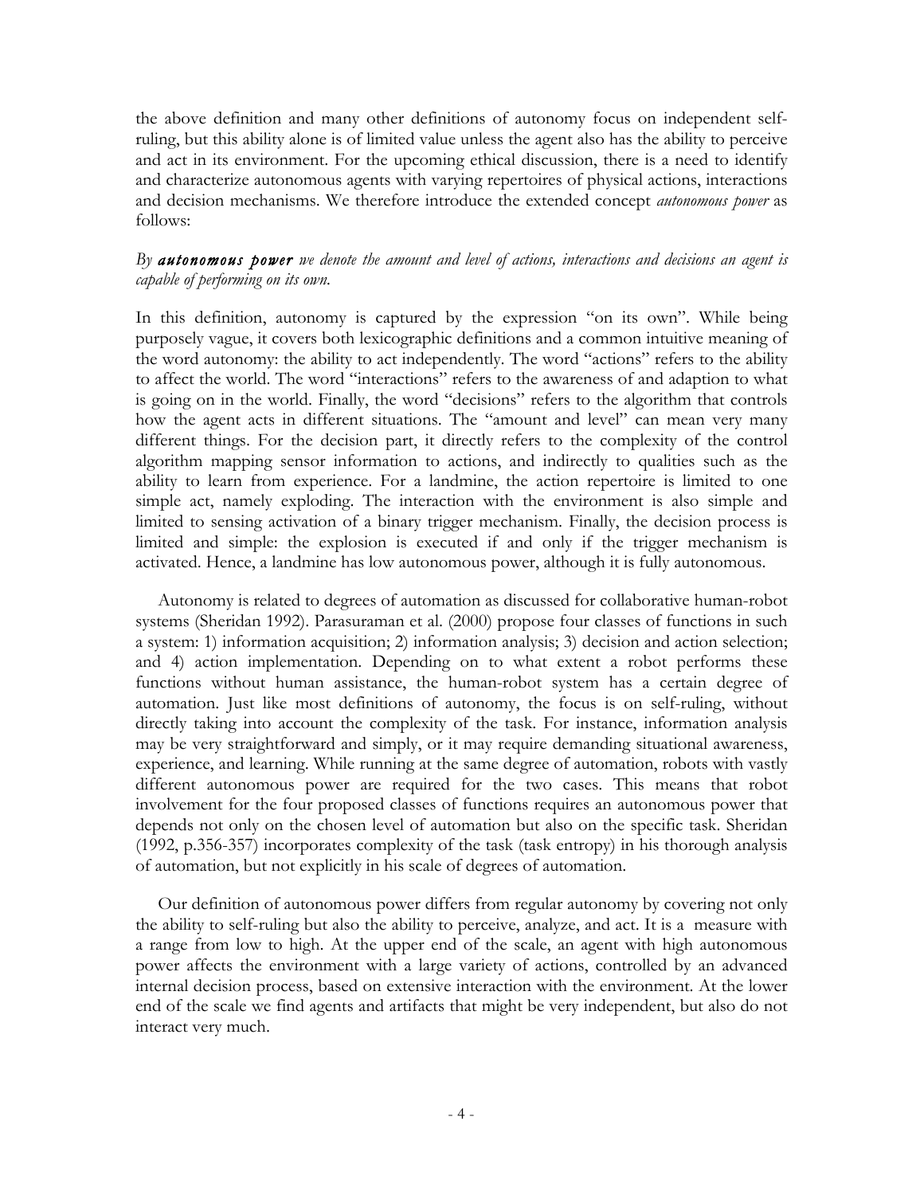the above definition and many other definitions of autonomy focus on independent self-ruling, but this ability alone is of limited value unless the agent also has the ability to perceive and act in its environment. For the upcoming ethical discussion, there is a need to identify and characterize autonomous agents with varying repertoires of physical actions, interactions and decision mechanisms. We therefore introduce the extended concept *autonomous power* as follows:

*By **autonomous power** we denote the amount and level of actions, interactions and decisions an agent is capable of performing on its own.*

In this definition, autonomy is captured by the expression "on its own". While being purposely vague, it covers both lexicographic definitions and a common intuitive meaning of the word autonomy: the ability to act independently. The word "actions" refers to the ability to affect the world. The word "interactions" refers to the awareness of and adaption to what is going on in the world. Finally, the word "decisions" refers to the algorithm that controls how the agent acts in different situations. The "amount and level" can mean very many different things. For the decision part, it directly refers to the complexity of the control algorithm mapping sensor information to actions, and indirectly to qualities such as the ability to learn from experience. For a landmine, the action repertoire is limited to one simple act, namely exploding. The interaction with the environment is also simple and limited to sensing activation of a binary trigger mechanism. Finally, the decision process is limited and simple: the explosion is executed if and only if the trigger mechanism is activated. Hence, a landmine has low autonomous power, although it is fully autonomous.

Autonomy is related to degrees of automation as discussed for collaborative human-robot systems (Sheridan 1992). Parasuraman et al. (2000) propose four classes of functions in such a system: 1) information acquisition; 2) information analysis; 3) decision and action selection; and 4) action implementation. Depending on to what extent a robot performs these functions without human assistance, the human-robot system has a certain degree of automation. Just like most definitions of autonomy, the focus is on self-ruling, without directly taking into account the complexity of the task. For instance, information analysis may be very straightforward and simply, or it may require demanding situational awareness, experience, and learning. While running at the same degree of automation, robots with vastly different autonomous power are required for the two cases. This means that robot involvement for the four proposed classes of functions requires an autonomous power that depends not only on the chosen level of automation but also on the specific task. Sheridan (1992, p.356-357) incorporates complexity of the task (task entropy) in his thorough analysis of automation, but not explicitly in his scale of degrees of automation.

Our definition of autonomous power differs from regular autonomy by covering not only the ability to self-ruling but also the ability to perceive, analyze, and act. It is a measure with a range from low to high. At the upper end of the scale, an agent with high autonomous power affects the environment with a large variety of actions, controlled by an advanced internal decision process, based on extensive interaction with the environment. At the lower end of the scale we find agents and artifacts that might be very independent, but also do not interact very much.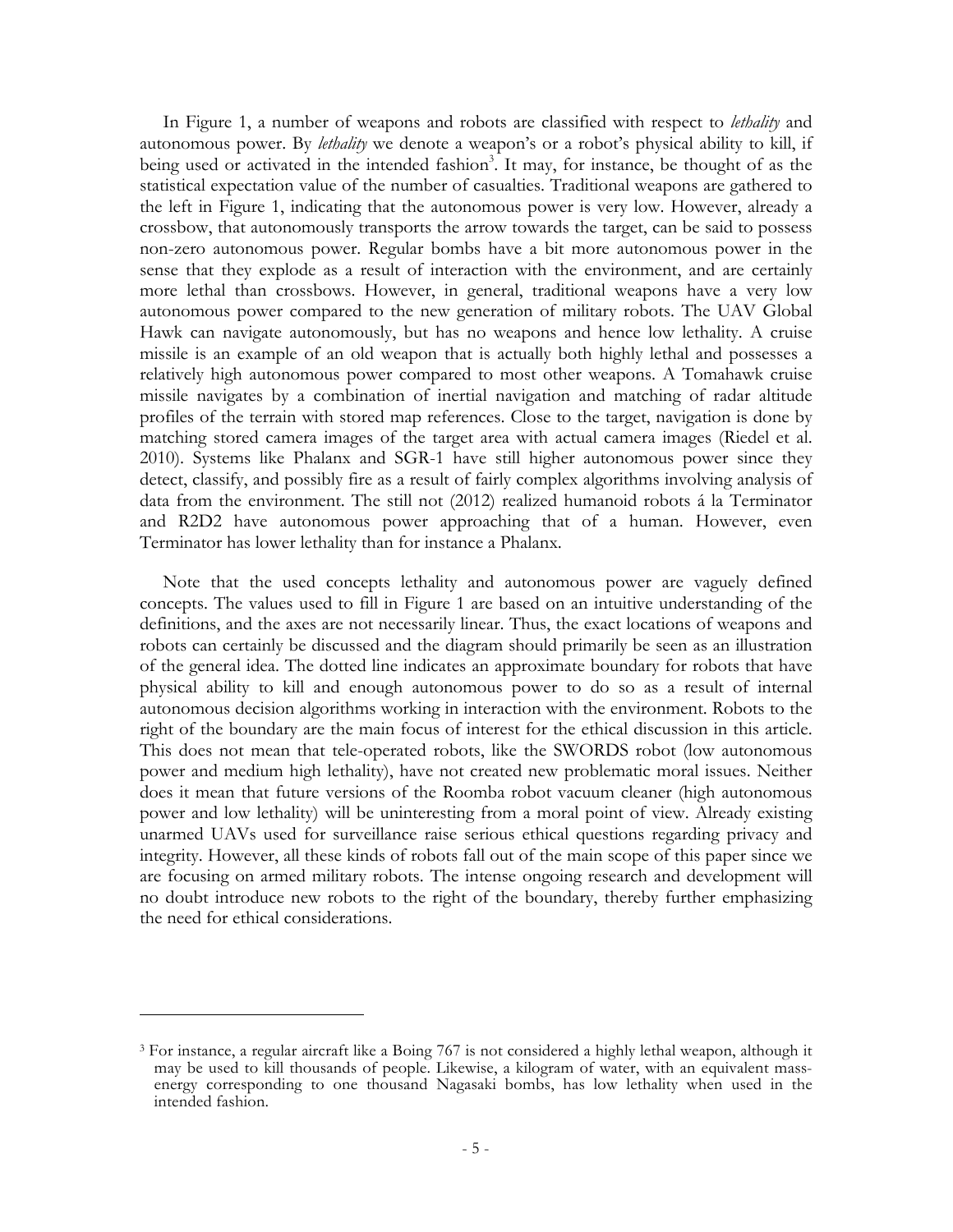In Figure 1, a number of weapons and robots are classified with respect to *lethality* and autonomous power. By *lethality* we denote a weapon's or a robot's physical ability to kill, if being used or activated in the intended fashion[3]. It may, for instance, be thought of as the statistical expectation value of the number of casualties. Traditional weapons are gathered to the left in Figure 1, indicating that the autonomous power is very low. However, already a crossbow, that autonomously transports the arrow towards the target, can be said to possess non-zero autonomous power. Regular bombs have a bit more autonomous power in the sense that they explode as a result of interaction with the environment, and are certainly more lethal than crossbows. However, in general, traditional weapons have a very low autonomous power compared to the new generation of military robots. The UAV Global Hawk can navigate autonomously, but has no weapons and hence low lethality. A cruise missile is an example of an old weapon that is actually both highly lethal and possesses a relatively high autonomous power compared to most other weapons. A Tomahawk cruise missile navigates by a combination of inertial navigation and matching of radar altitude profiles of the terrain with stored map references. Close to the target, navigation is done by matching stored camera images of the target area with actual camera images (Riedel et al. 2010). Systems like Phalanx and SGR-1 have still higher autonomous power since they detect, classify, and possibly fire as a result of fairly complex algorithms involving analysis of data from the environment. The still not (2012) realized humanoid robots á la Terminator and R2D2 have autonomous power approaching that of a human. However, even Terminator has lower lethality than for instance a Phalanx.

Note that the used concepts lethality and autonomous power are vaguely defined concepts. The values used to fill in Figure 1 are based on an intuitive understanding of the definitions, and the axes are not necessarily linear. Thus, the exact locations of weapons and robots can certainly be discussed and the diagram should primarily be seen as an illustration of the general idea. The dotted line indicates an approximate boundary for robots that have physical ability to kill and enough autonomous power to do so as a result of internal autonomous decision algorithms working in interaction with the environment. Robots to the right of the boundary are the main focus of interest for the ethical discussion in this article. This does not mean that tele-operated robots, like the SWORDS robot (low autonomous power and medium high lethality), have not created new problematic moral issues. Neither does it mean that future versions of the Roomba robot vacuum cleaner (high autonomous power and low lethality) will be uninteresting from a moral point of view. Already existing unarmed UAVs used for surveillance raise serious ethical questions regarding privacy and integrity. However, all these kinds of robots fall out of the main scope of this paper since we are focusing on armed military robots. The intense ongoing research and development will no doubt introduce new robots to the right of the boundary, thereby further emphasizing the need for ethical considerations.

[3] For instance, a regular aircraft like a Boing 767 is not considered a highly lethal weapon, although it may be used to kill thousands of people. Likewise, a kilogram of water, with an equivalent mass-energy corresponding to one thousand Nagasaki bombs, has low lethality when used in the intended fashion.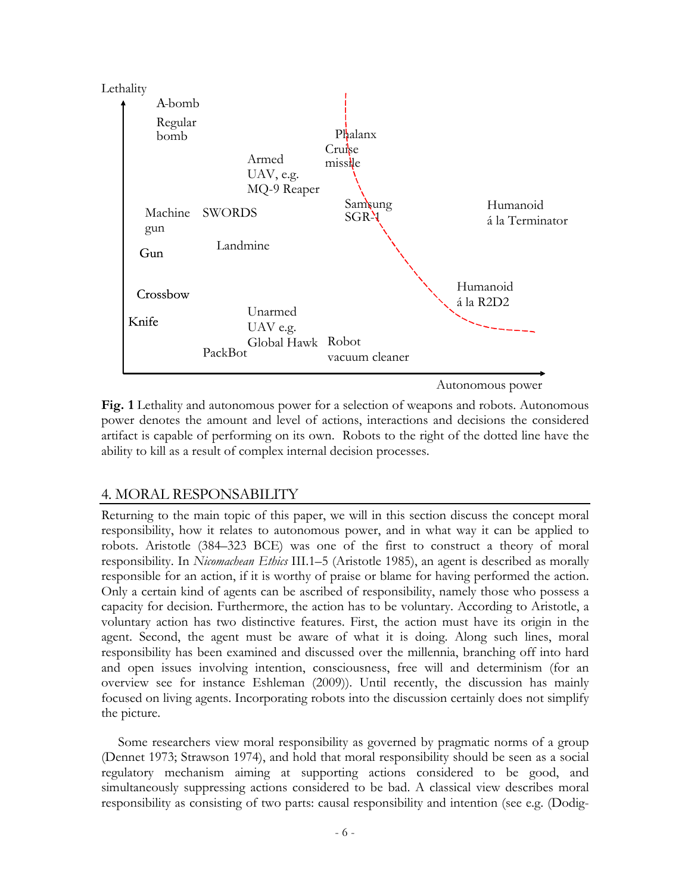Lethality

A-bomb

Regular bomb

Armed UAV, e.g. MQ-9 Reaper

Phalanx

Cruise missile

Samsung SGR-1

Humanoid á la Terminator

Machine gun

SWORDS

Landmine

Gun

Crossbow

Humanoid á la R2D2

Knife

Unarmed UAV e.g. Global Hawk

PackBot

Robot vacuum cleaner

Autonomous power

**Fig. 1** Lethality and autonomous power for a selection of weapons and robots. Autonomous power denotes the amount and level of actions, interactions and decisions the considered artifact is capable of performing on its own. Robots to the right of the dotted line have the ability to kill as a result of complex internal decision processes.

## 4. MORAL RESPONSABILITY

Returning to the main topic of this paper, we will in this section discuss the concept moral responsibility, how it relates to autonomous power, and in what way it can be applied to robots. Aristotle (384–323 BCE) was one of the first to construct a theory of moral responsibility. In *Nicomachean Ethics* III.1–5 (Aristotle 1985), an agent is described as morally responsible for an action, if it is worthy of praise or blame for having performed the action. Only a certain kind of agents can be ascribed of responsibility, namely those who possess a capacity for decision. Furthermore, the action has to be voluntary. According to Aristotle, a voluntary action has two distinctive features. First, the action must have its origin in the agent. Second, the agent must be aware of what it is doing. Along such lines, moral responsibility has been examined and discussed over the millennia, branching off into hard and open issues involving intention, consciousness, free will and determinism (for an overview see for instance Eshleman (2009)). Until recently, the discussion has mainly focused on living agents. Incorporating robots into the discussion certainly does not simplify the picture.

Some researchers view moral responsibility as governed by pragmatic norms of a group (Dennet 1973; Strawson 1974), and hold that moral responsibility should be seen as a social regulatory mechanism aiming at supporting actions considered to be good, and simultaneously suppressing actions considered to be bad. A classical view describes moral responsibility as consisting of two parts: causal responsibility and intention (see e.g. (Dodig-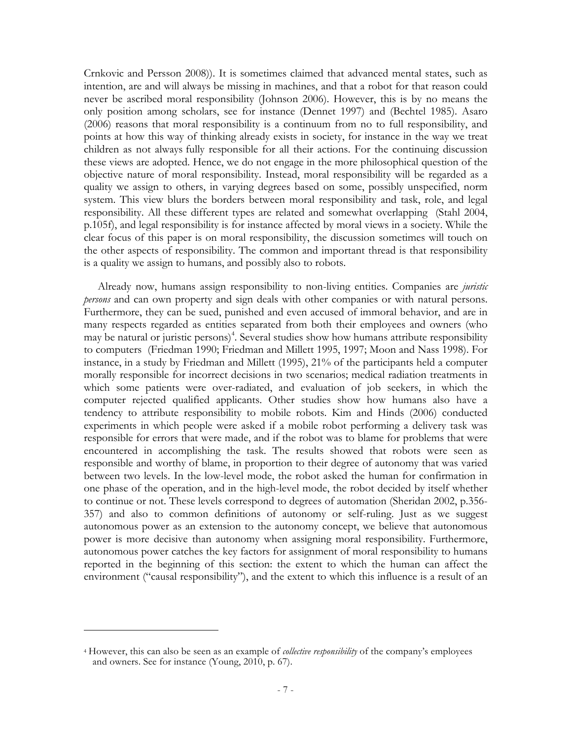Crnkovic and Persson 2008)). It is sometimes claimed that advanced mental states, such as intention, are and will always be missing in machines, and that a robot for that reason could never be ascribed moral responsibility (Johnson 2006). However, this is by no means the only position among scholars, see for instance (Dennet 1997) and (Bechtel 1985). Asaro (2006) reasons that moral responsibility is a continuum from no to full responsibility, and points at how this way of thinking already exists in society, for instance in the way we treat children as not always fully responsible for all their actions. For the continuing discussion these views are adopted. Hence, we do not engage in the more philosophical question of the objective nature of moral responsibility. Instead, moral responsibility will be regarded as a quality we assign to others, in varying degrees based on some, possibly unspecified, norm system. This view blurs the borders between moral responsibility and task, role, and legal responsibility. All these different types are related and somewhat overlapping (Stahl 2004, p.105f), and legal responsibility is for instance affected by moral views in a society. While the clear focus of this paper is on moral responsibility, the discussion sometimes will touch on the other aspects of responsibility. The common and important thread is that responsibility is a quality we assign to humans, and possibly also to robots.

Already now, humans assign responsibility to non-living entities. Companies are *juristic persons* and can own property and sign deals with other companies or with natural persons. Furthermore, they can be sued, punished and even accused of immoral behavior, and are in many respects regarded as entities separated from both their employees and owners (who may be natural or juristic persons)[4]. Several studies show how humans attribute responsibility to computers (Friedman 1990; Friedman and Millett 1995, 1997; Moon and Nass 1998). For instance, in a study by Friedman and Millett (1995), 21% of the participants held a computer morally responsible for incorrect decisions in two scenarios; medical radiation treatments in which some patients were over-radiated, and evaluation of job seekers, in which the computer rejected qualified applicants. Other studies show how humans also have a tendency to attribute responsibility to mobile robots. Kim and Hinds (2006) conducted experiments in which people were asked if a mobile robot performing a delivery task was responsible for errors that were made, and if the robot was to blame for problems that were encountered in accomplishing the task. The results showed that robots were seen as responsible and worthy of blame, in proportion to their degree of autonomy that was varied between two levels. In the low-level mode, the robot asked the human for confirmation in one phase of the operation, and in the high-level mode, the robot decided by itself whether to continue or not. These levels correspond to degrees of automation (Sheridan 2002, p.356-357) and also to common definitions of autonomy or self-ruling. Just as we suggest autonomous power as an extension to the autonomy concept, we believe that autonomous power is more decisive than autonomy when assigning moral responsibility. Furthermore, autonomous power catches the key factors for assignment of moral responsibility to humans reported in the beginning of this section: the extent to which the human can affect the environment ("causal responsibility"), and the extent to which this influence is a result of an

---

[4] However, this can also be seen as an example of *collective responsibility* of the company's employees and owners. See for instance (Young, 2010, p. 67).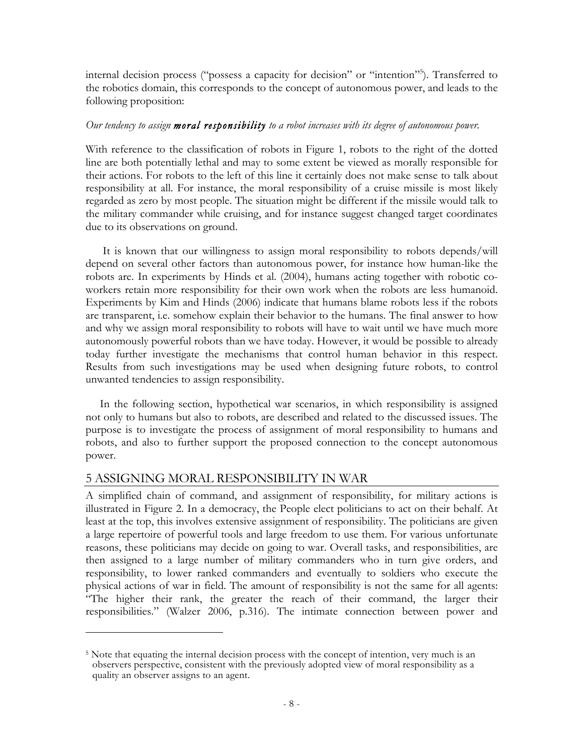internal decision process ("possess a capacity for decision" or "intention"[5]). Transferred to the robotics domain, this corresponds to the concept of autonomous power, and leads to the following proposition:

*Our tendency to assign **moral responsibility** to a robot increases with its degree of autonomous power.*

With reference to the classification of robots in Figure 1, robots to the right of the dotted line are both potentially lethal and may to some extent be viewed as morally responsible for their actions. For robots to the left of this line it certainly does not make sense to talk about responsibility at all. For instance, the moral responsibility of a cruise missile is most likely regarded as zero by most people. The situation might be different if the missile would talk to the military commander while cruising, and for instance suggest changed target coordinates due to its observations on ground.

It is known that our willingness to assign moral responsibility to robots depends/will depend on several other factors than autonomous power, for instance how human-like the robots are. In experiments by Hinds et al. (2004), humans acting together with robotic co-workers retain more responsibility for their own work when the robots are less humanoid. Experiments by Kim and Hinds (2006) indicate that humans blame robots less if the robots are transparent, i.e. somehow explain their behavior to the humans. The final answer to how and why we assign moral responsibility to robots will have to wait until we have much more autonomously powerful robots than we have today. However, it would be possible to already today further investigate the mechanisms that control human behavior in this respect. Results from such investigations may be used when designing future robots, to control unwanted tendencies to assign responsibility.

In the following section, hypothetical war scenarios, in which responsibility is assigned not only to humans but also to robots, are described and related to the discussed issues. The purpose is to investigate the process of assignment of moral responsibility to humans and robots, and also to further support the proposed connection to the concept autonomous power.

## 5 ASSIGNING MORAL RESPONSIBILITY IN WAR

A simplified chain of command, and assignment of responsibility, for military actions is illustrated in Figure 2. In a democracy, the People elect politicians to act on their behalf. At least at the top, this involves extensive assignment of responsibility. The politicians are given a large repertoire of powerful tools and large freedom to use them. For various unfortunate reasons, these politicians may decide on going to war. Overall tasks, and responsibilities, are then assigned to a large number of military commanders who in turn give orders, and responsibility, to lower ranked commanders and eventually to soldiers who execute the physical actions of war in field. The amount of responsibility is not the same for all agents: "The higher their rank, the greater the reach of their command, the larger their responsibilities." (Walzer 2006, p.316). The intimate connection between power and

[5] Note that equating the internal decision process with the concept of intention, very much is an observers perspective, consistent with the previously adopted view of moral responsibility as a quality an observer assigns to an agent.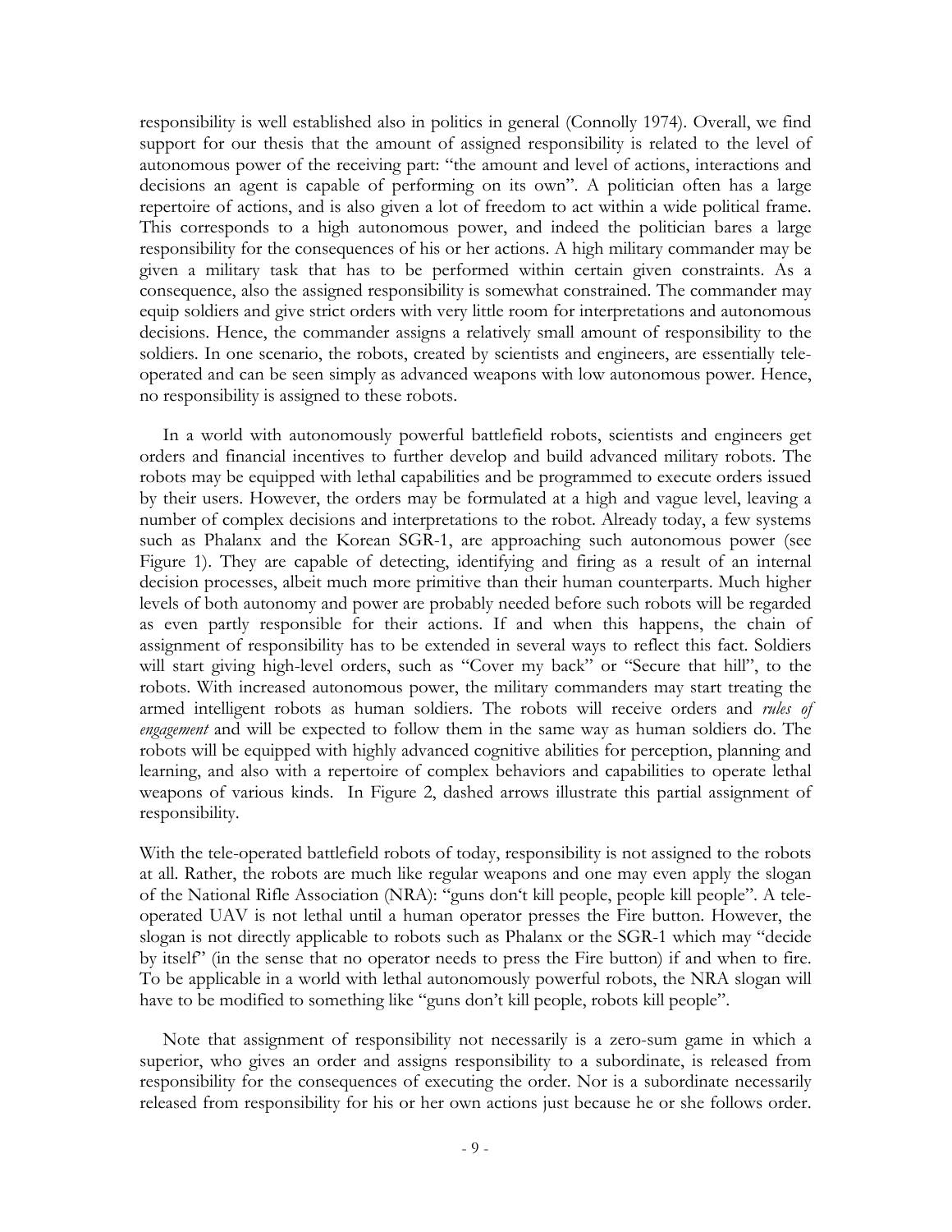responsibility is well established also in politics in general (Connolly 1974). Overall, we find support for our thesis that the amount of assigned responsibility is related to the level of autonomous power of the receiving part: "the amount and level of actions, interactions and decisions an agent is capable of performing on its own". A politician often has a large repertoire of actions, and is also given a lot of freedom to act within a wide political frame. This corresponds to a high autonomous power, and indeed the politician bares a large responsibility for the consequences of his or her actions. A high military commander may be given a military task that has to be performed within certain given constraints. As a consequence, also the assigned responsibility is somewhat constrained. The commander may equip soldiers and give strict orders with very little room for interpretations and autonomous decisions. Hence, the commander assigns a relatively small amount of responsibility to the soldiers. In one scenario, the robots, created by scientists and engineers, are essentially tele-operated and can be seen simply as advanced weapons with low autonomous power. Hence, no responsibility is assigned to these robots.

In a world with autonomously powerful battlefield robots, scientists and engineers get orders and financial incentives to further develop and build advanced military robots. The robots may be equipped with lethal capabilities and be programmed to execute orders issued by their users. However, the orders may be formulated at a high and vague level, leaving a number of complex decisions and interpretations to the robot. Already today, a few systems such as Phalanx and the Korean SGR-1, are approaching such autonomous power (see Figure 1). They are capable of detecting, identifying and firing as a result of an internal decision processes, albeit much more primitive than their human counterparts. Much higher levels of both autonomy and power are probably needed before such robots will be regarded as even partly responsible for their actions. If and when this happens, the chain of assignment of responsibility has to be extended in several ways to reflect this fact. Soldiers will start giving high-level orders, such as "Cover my back" or "Secure that hill", to the robots. With increased autonomous power, the military commanders may start treating the armed intelligent robots as human soldiers. The robots will receive orders and *rules of engagement* and will be expected to follow them in the same way as human soldiers do. The robots will be equipped with highly advanced cognitive abilities for perception, planning and learning, and also with a repertoire of complex behaviors and capabilities to operate lethal weapons of various kinds. In Figure 2, dashed arrows illustrate this partial assignment of responsibility.

With the tele-operated battlefield robots of today, responsibility is not assigned to the robots at all. Rather, the robots are much like regular weapons and one may even apply the slogan of the National Rifle Association (NRA): "guns don't kill people, people kill people". A tele-operated UAV is not lethal until a human operator presses the Fire button. However, the slogan is not directly applicable to robots such as Phalanx or the SGR-1 which may "decide by itself" (in the sense that no operator needs to press the Fire button) if and when to fire. To be applicable in a world with lethal autonomously powerful robots, the NRA slogan will have to be modified to something like "guns don't kill people, robots kill people".

Note that assignment of responsibility not necessarily is a zero-sum game in which a superior, who gives an order and assigns responsibility to a subordinate, is released from responsibility for the consequences of executing the order. Nor is a subordinate necessarily released from responsibility for his or her own actions just because he or she follows order.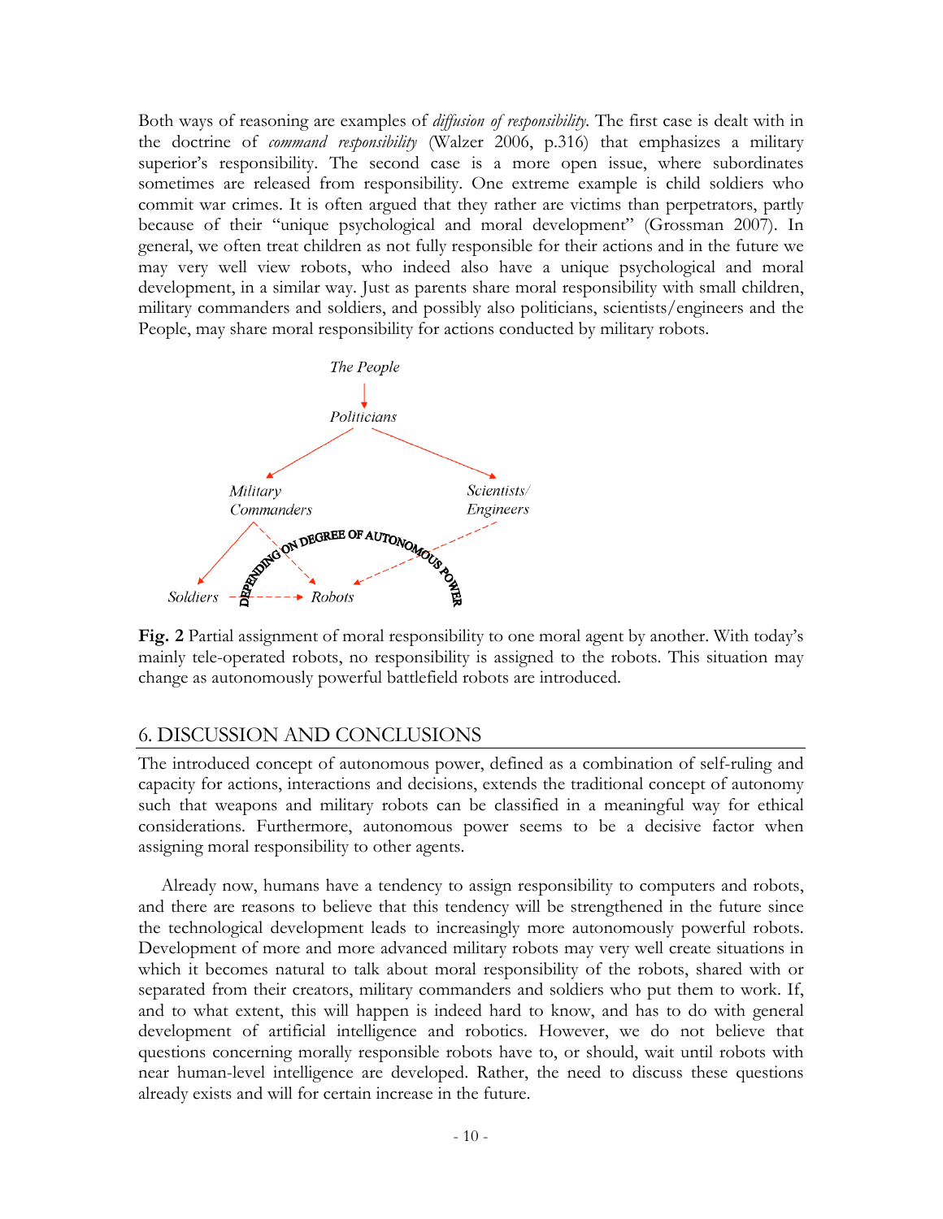Both ways of reasoning are examples of *diffusion of responsibility*. The first case is dealt with in the doctrine of *command responsibility* (Walzer 2006, p.316) that emphasizes a military superior's responsibility. The second case is a more open issue, where subordinates sometimes are released from responsibility. One extreme example is child soldiers who commit war crimes. It is often argued that they rather are victims than perpetrators, partly because of their "unique psychological and moral development" (Grossman 2007). In general, we often treat children as not fully responsible for their actions and in the future we may very well view robots, who indeed also have a unique psychological and moral development, in a similar way. Just as parents share moral responsibility with small children, military commanders and soldiers, and possibly also politicians, scientists/engineers and the People, may share moral responsibility for actions conducted by military robots.

**Fig. 2** Partial assignment of moral responsibility to one moral agent by another. With today's mainly tele-operated robots, no responsibility is assigned to the robots. This situation may change as autonomously powerful battlefield robots are introduced.

## 6. DISCUSSION AND CONCLUSIONS

The introduced concept of autonomous power, defined as a combination of self-ruling and capacity for actions, interactions and decisions, extends the traditional concept of autonomy such that weapons and military robots can be classified in a meaningful way for ethical considerations. Furthermore, autonomous power seems to be a decisive factor when assigning moral responsibility to other agents.

Already now, humans have a tendency to assign responsibility to computers and robots, and there are reasons to believe that this tendency will be strengthened in the future since the technological development leads to increasingly more autonomously powerful robots. Development of more and more advanced military robots may very well create situations in which it becomes natural to talk about moral responsibility of the robots, shared with or separated from their creators, military commanders and soldiers who put them to work. If, and to what extent, this will happen is indeed hard to know, and has to do with general development of artificial intelligence and robotics. However, we do not believe that questions concerning morally responsible robots have to, or should, wait until robots with near human-level intelligence are developed. Rather, the need to discuss these questions already exists and will for certain increase in the future.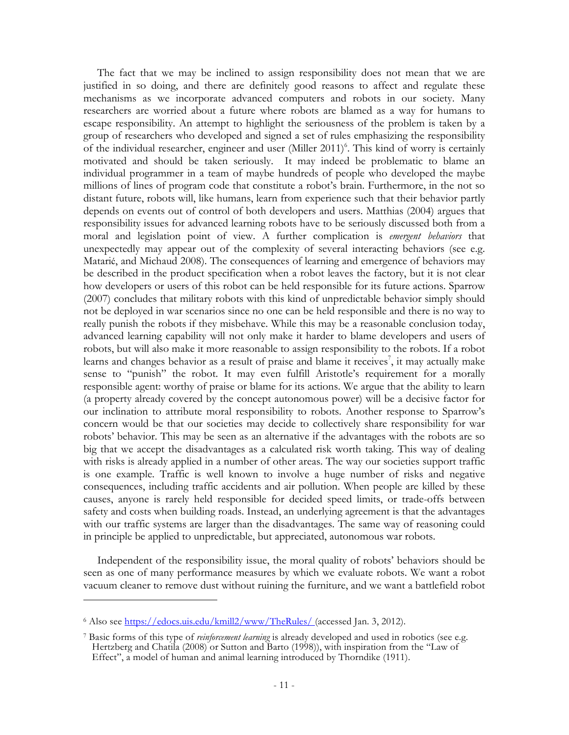The fact that we may be inclined to assign responsibility does not mean that we are justified in so doing, and there are definitely good reasons to affect and regulate these mechanisms as we incorporate advanced computers and robots in our society. Many researchers are worried about a future where robots are blamed as a way for humans to escape responsibility. An attempt to highlight the seriousness of the problem is taken by a group of researchers who developed and signed a set of rules emphasizing the responsibility of the individual researcher, engineer and user (Miller 2011)[6]. This kind of worry is certainly motivated and should be taken seriously. It may indeed be problematic to blame an individual programmer in a team of maybe hundreds of people who developed the maybe millions of lines of program code that constitute a robot's brain. Furthermore, in the not so distant future, robots will, like humans, learn from experience such that their behavior partly depends on events out of control of both developers and users. Matthias (2004) argues that responsibility issues for advanced learning robots have to be seriously discussed both from a moral and legislation point of view. A further complication is *emergent behaviors* that unexpectedly may appear out of the complexity of several interacting behaviors (see e.g. Matarić, and Michaud 2008). The consequences of learning and emergence of behaviors may be described in the product specification when a robot leaves the factory, but it is not clear how developers or users of this robot can be held responsible for its future actions. Sparrow (2007) concludes that military robots with this kind of unpredictable behavior simply should not be deployed in war scenarios since no one can be held responsible and there is no way to really punish the robots if they misbehave. While this may be a reasonable conclusion today, advanced learning capability will not only make it harder to blame developers and users of robots, but will also make it more reasonable to assign responsibility to the robots. If a robot learns and changes behavior as a result of praise and blame it receives[7], it may actually make sense to "punish" the robot. It may even fulfill Aristotle's requirement for a morally responsible agent: worthy of praise or blame for its actions. We argue that the ability to learn (a property already covered by the concept autonomous power) will be a decisive factor for our inclination to attribute moral responsibility to robots. Another response to Sparrow's concern would be that our societies may decide to collectively share responsibility for war robots' behavior. This may be seen as an alternative if the advantages with the robots are so big that we accept the disadvantages as a calculated risk worth taking. This way of dealing with risks is already applied in a number of other areas. The way our societies support traffic is one example. Traffic is well known to involve a huge number of risks and negative consequences, including traffic accidents and air pollution. When people are killed by these causes, anyone is rarely held responsible for decided speed limits, or trade-offs between safety and costs when building roads. Instead, an underlying agreement is that the advantages with our traffic systems are larger than the disadvantages. The same way of reasoning could in principle be applied to unpredictable, but appreciated, autonomous war robots.

Independent of the responsibility issue, the moral quality of robots' behaviors should be seen as one of many performance measures by which we evaluate robots. We want a robot vacuum cleaner to remove dust without ruining the furniture, and we want a battlefield robot

---

[6] Also see https://edocs.uis.edu/kmill2/www/TheRules/ (accessed Jan. 3, 2012).

[7] Basic forms of this type of *reinforcement learning* is already developed and used in robotics (see e.g. Hertzberg and Chatila (2008) or Sutton and Barto (1998)), with inspiration from the "Law of Effect", a model of human and animal learning introduced by Thorndike (1911).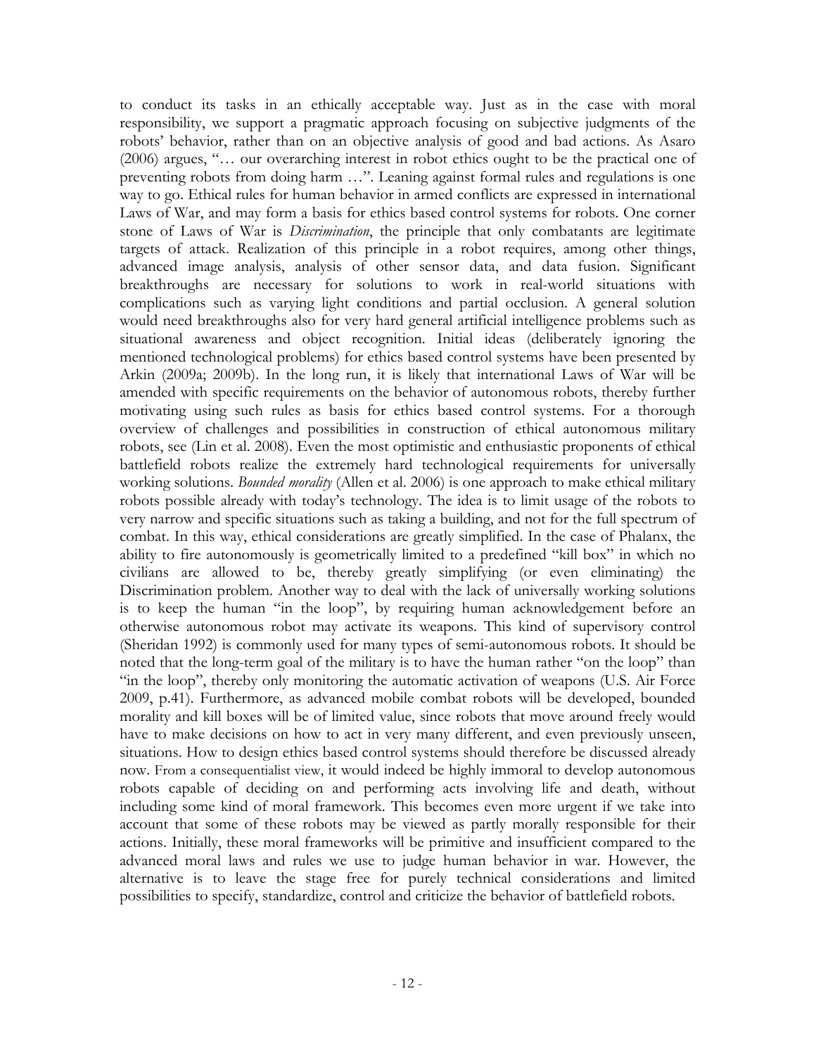to conduct its tasks in an ethically acceptable way. Just as in the case with moral responsibility, we support a pragmatic approach focusing on subjective judgments of the robots' behavior, rather than on an objective analysis of good and bad actions. As Asaro (2006) argues, "… our overarching interest in robot ethics ought to be the practical one of preventing robots from doing harm …". Leaning against formal rules and regulations is one way to go. Ethical rules for human behavior in armed conflicts are expressed in international Laws of War, and may form a basis for ethics based control systems for robots. One corner stone of Laws of War is *Discrimination*, the principle that only combatants are legitimate targets of attack. Realization of this principle in a robot requires, among other things, advanced image analysis, analysis of other sensor data, and data fusion. Significant breakthroughs are necessary for solutions to work in real-world situations with complications such as varying light conditions and partial occlusion. A general solution would need breakthroughs also for very hard general artificial intelligence problems such as situational awareness and object recognition. Initial ideas (deliberately ignoring the mentioned technological problems) for ethics based control systems have been presented by Arkin (2009a; 2009b). In the long run, it is likely that international Laws of War will be amended with specific requirements on the behavior of autonomous robots, thereby further motivating using such rules as basis for ethics based control systems. For a thorough overview of challenges and possibilities in construction of ethical autonomous military robots, see (Lin et al. 2008). Even the most optimistic and enthusiastic proponents of ethical battlefield robots realize the extremely hard technological requirements for universally working solutions. *Bounded morality* (Allen et al. 2006) is one approach to make ethical military robots possible already with today's technology. The idea is to limit usage of the robots to very narrow and specific situations such as taking a building, and not for the full spectrum of combat. In this way, ethical considerations are greatly simplified. In the case of Phalanx, the ability to fire autonomously is geometrically limited to a predefined "kill box" in which no civilians are allowed to be, thereby greatly simplifying (or even eliminating) the Discrimination problem. Another way to deal with the lack of universally working solutions is to keep the human "in the loop", by requiring human acknowledgement before an otherwise autonomous robot may activate its weapons. This kind of supervisory control (Sheridan 1992) is commonly used for many types of semi-autonomous robots. It should be noted that the long-term goal of the military is to have the human rather "on the loop" than "in the loop", thereby only monitoring the automatic activation of weapons (U.S. Air Force 2009, p.41). Furthermore, as advanced mobile combat robots will be developed, bounded morality and kill boxes will be of limited value, since robots that move around freely would have to make decisions on how to act in very many different, and even previously unseen, situations. How to design ethics based control systems should therefore be discussed already now. From a consequentialist view, it would indeed be highly immoral to develop autonomous robots capable of deciding on and performing acts involving life and death, without including some kind of moral framework. This becomes even more urgent if we take into account that some of these robots may be viewed as partly morally responsible for their actions. Initially, these moral frameworks will be primitive and insufficient compared to the advanced moral laws and rules we use to judge human behavior in war. However, the alternative is to leave the stage free for purely technical considerations and limited possibilities to specify, standardize, control and criticize the behavior of battlefield robots.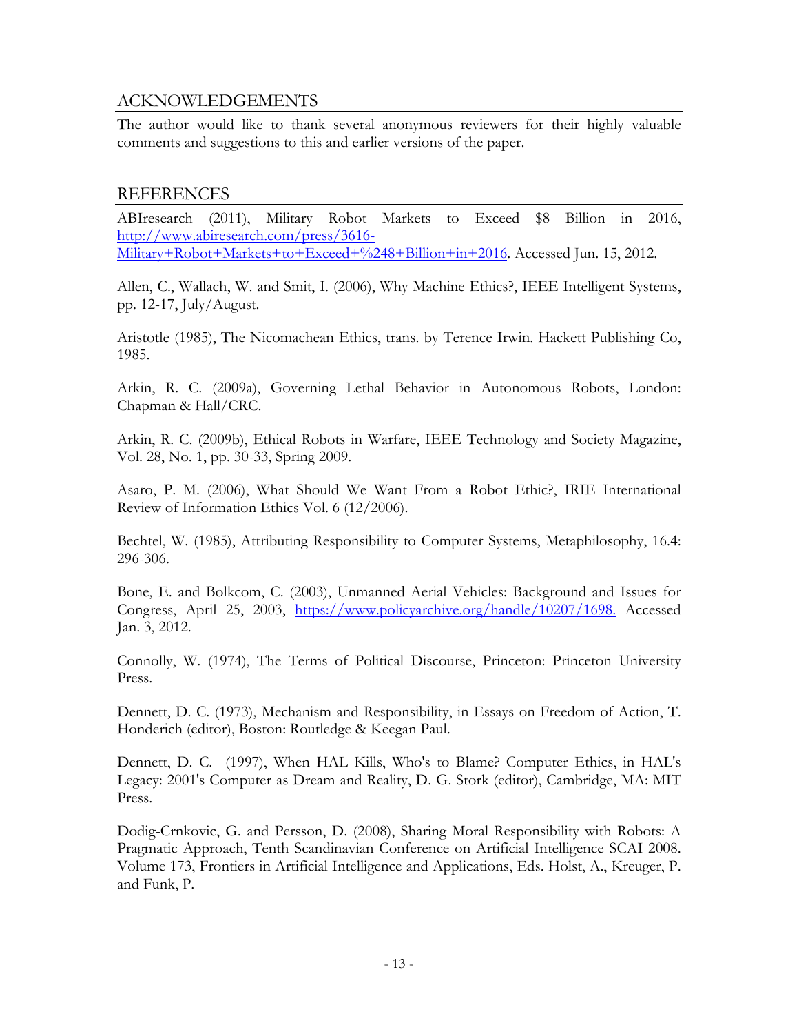## ACKNOWLEDGEMENTS

The author would like to thank several anonymous reviewers for their highly valuable comments and suggestions to this and earlier versions of the paper.

## REFERENCES

ABIresearch (2011), Military Robot Markets to Exceed $8 Billion in 2016, http://www.abiresearch.com/press/3616-Military+Robot+Markets+to+Exceed+%248+Billion+in+2016. Accessed Jun. 15, 2012.

Allen, C., Wallach, W. and Smit, I. (2006), Why Machine Ethics?, IEEE Intelligent Systems, pp. 12-17, July/August.

Aristotle (1985), The Nicomachean Ethics, trans. by Terence Irwin. Hackett Publishing Co, 1985.

Arkin, R. C. (2009a), Governing Lethal Behavior in Autonomous Robots, London: Chapman & Hall/CRC.

Arkin, R. C. (2009b), Ethical Robots in Warfare, IEEE Technology and Society Magazine, Vol. 28, No. 1, pp. 30-33, Spring 2009.

Asaro, P. M. (2006), What Should We Want From a Robot Ethic?, IRIE International Review of Information Ethics Vol. 6 (12/2006).

Bechtel, W. (1985), Attributing Responsibility to Computer Systems, Metaphilosophy, 16.4: 296-306.

Bone, E. and Bolkcom, C. (2003), Unmanned Aerial Vehicles: Background and Issues for Congress, April 25, 2003, https://www.policyarchive.org/handle/10207/1698. Accessed Jan. 3, 2012.

Connolly, W. (1974), The Terms of Political Discourse, Princeton: Princeton University Press.

Dennett, D. C. (1973), Mechanism and Responsibility, in Essays on Freedom of Action, T. Honderich (editor), Boston: Routledge & Keegan Paul.

Dennett, D. C. (1997), When HAL Kills, Who's to Blame? Computer Ethics, in HAL's Legacy: 2001's Computer as Dream and Reality, D. G. Stork (editor), Cambridge, MA: MIT Press.

Dodig-Crnkovic, G. and Persson, D. (2008), Sharing Moral Responsibility with Robots: A Pragmatic Approach, Tenth Scandinavian Conference on Artificial Intelligence SCAI 2008. Volume 173, Frontiers in Artificial Intelligence and Applications, Eds. Holst, A., Kreuger, P. and Funk, P.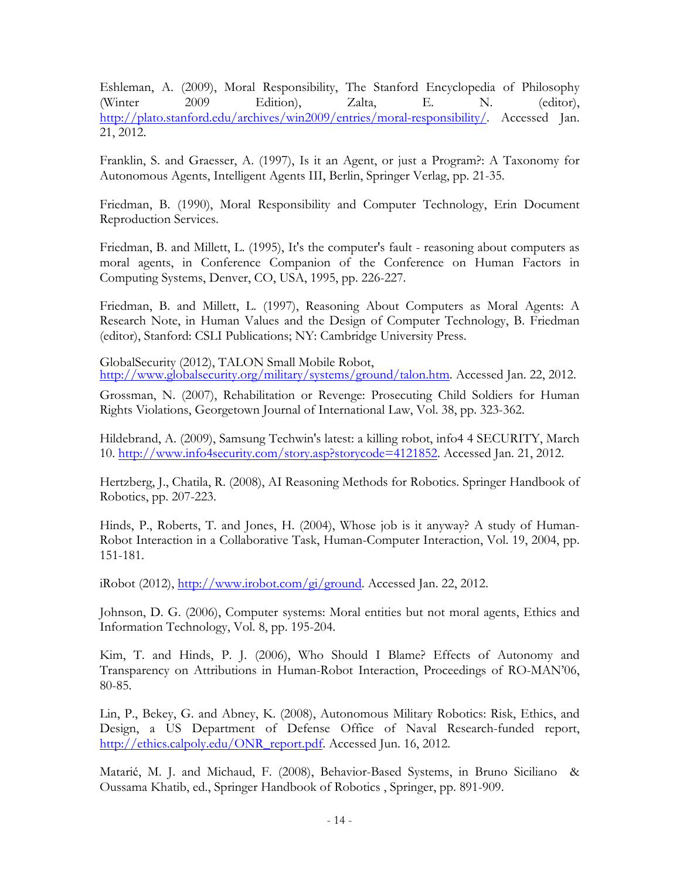Eshleman, A. (2009), Moral Responsibility, The Stanford Encyclopedia of Philosophy (Winter 2009 Edition), Zalta, E. N. (editor), http://plato.stanford.edu/archives/win2009/entries/moral-responsibility/. Accessed Jan. 21, 2012.

Franklin, S. and Graesser, A. (1997), Is it an Agent, or just a Program?: A Taxonomy for Autonomous Agents, Intelligent Agents III, Berlin, Springer Verlag, pp. 21-35.

Friedman, B. (1990), Moral Responsibility and Computer Technology, Erin Document Reproduction Services.

Friedman, B. and Millett, L. (1995), It's the computer's fault - reasoning about computers as moral agents, in Conference Companion of the Conference on Human Factors in Computing Systems, Denver, CO, USA, 1995, pp. 226-227.

Friedman, B. and Millett, L. (1997), Reasoning About Computers as Moral Agents: A Research Note, in Human Values and the Design of Computer Technology, B. Friedman (editor), Stanford: CSLI Publications; NY: Cambridge University Press.

GlobalSecurity (2012), TALON Small Mobile Robot, http://www.globalsecurity.org/military/systems/ground/talon.htm. Accessed Jan. 22, 2012.

Grossman, N. (2007), Rehabilitation or Revenge: Prosecuting Child Soldiers for Human Rights Violations, Georgetown Journal of International Law, Vol. 38, pp. 323-362.

Hildebrand, A. (2009), Samsung Techwin's latest: a killing robot, info4 4 SECURITY, March 10. http://www.info4security.com/story.asp?storycode=4121852. Accessed Jan. 21, 2012.

Hertzberg, J., Chatila, R. (2008), AI Reasoning Methods for Robotics. Springer Handbook of Robotics, pp. 207-223.

Hinds, P., Roberts, T. and Jones, H. (2004), Whose job is it anyway? A study of Human-Robot Interaction in a Collaborative Task, Human-Computer Interaction, Vol. 19, 2004, pp. 151-181.

iRobot (2012), http://www.irobot.com/gi/ground. Accessed Jan. 22, 2012.

Johnson, D. G. (2006), Computer systems: Moral entities but not moral agents, Ethics and Information Technology, Vol. 8, pp. 195-204.

Kim, T. and Hinds, P. J. (2006), Who Should I Blame? Effects of Autonomy and Transparency on Attributions in Human-Robot Interaction, Proceedings of RO-MAN'06, 80-85.

Lin, P., Bekey, G. and Abney, K. (2008), Autonomous Military Robotics: Risk, Ethics, and Design, a US Department of Defense Office of Naval Research-funded report, http://ethics.calpoly.edu/ONR_report.pdf. Accessed Jun. 16, 2012.

Matarić, M. J. and Michaud, F. (2008), Behavior-Based Systems, in Bruno Siciliano & Oussama Khatib, ed., Springer Handbook of Robotics , Springer, pp. 891-909.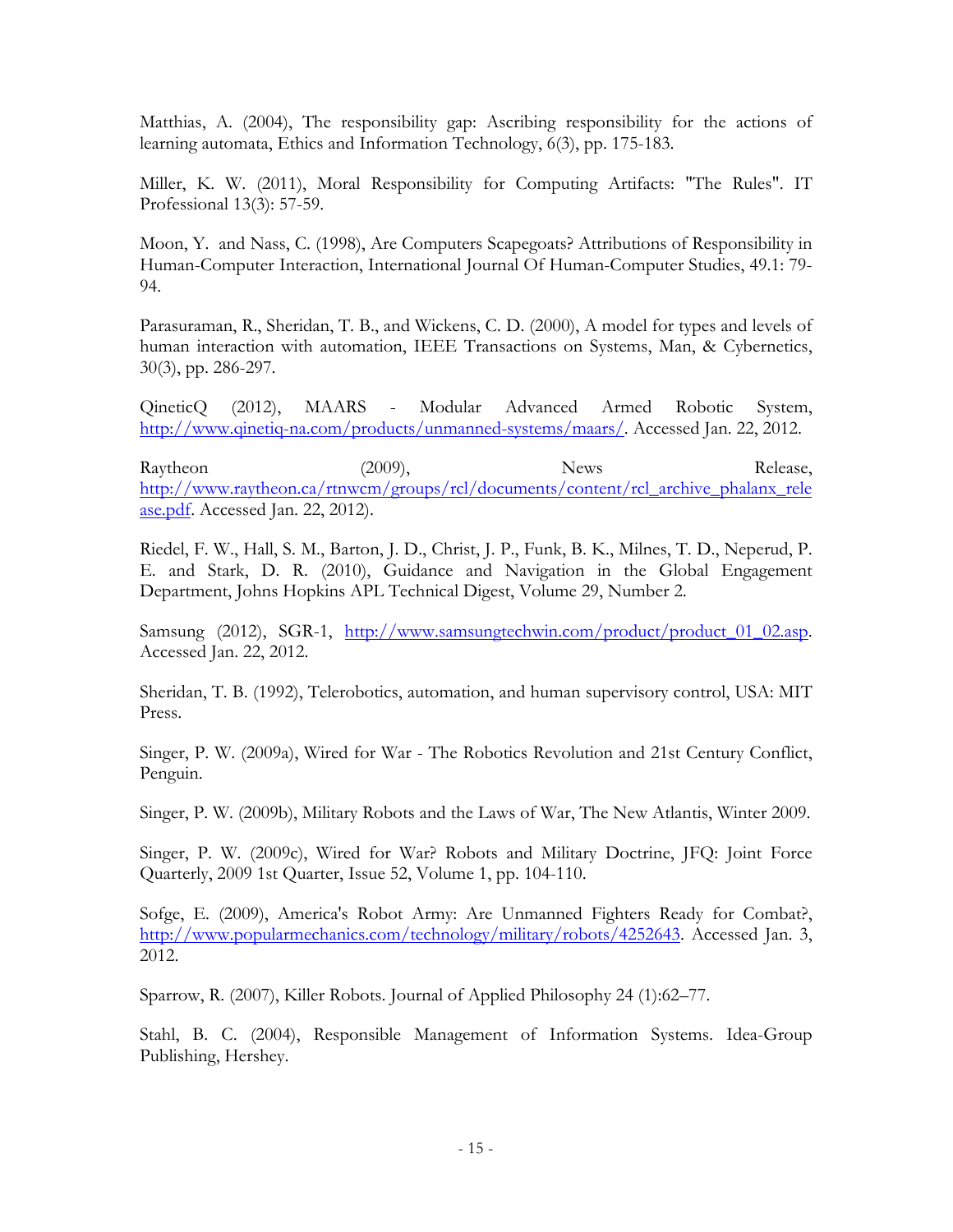Matthias, A. (2004), The responsibility gap: Ascribing responsibility for the actions of learning automata, Ethics and Information Technology, 6(3), pp. 175-183.

Miller, K. W. (2011), Moral Responsibility for Computing Artifacts: "The Rules". IT Professional 13(3): 57-59.

Moon, Y. and Nass, C. (1998), Are Computers Scapegoats? Attributions of Responsibility in Human-Computer Interaction, International Journal Of Human-Computer Studies, 49.1: 79-94.

Parasuraman, R., Sheridan, T. B., and Wickens, C. D. (2000), A model for types and levels of human interaction with automation, IEEE Transactions on Systems, Man, & Cybernetics, 30(3), pp. 286-297.

QineticQ (2012), MAARS - Modular Advanced Armed Robotic System, http://www.qinetiq-na.com/products/unmanned-systems/maars/. Accessed Jan. 22, 2012.

Raytheon (2009), News Release, http://www.raytheon.ca/rtnwcm/groups/rcl/documents/content/rcl_archive_phalanx_release.pdf. Accessed Jan. 22, 2012).

Riedel, F. W., Hall, S. M., Barton, J. D., Christ, J. P., Funk, B. K., Milnes, T. D., Neperud, P. E. and Stark, D. R. (2010), Guidance and Navigation in the Global Engagement Department, Johns Hopkins APL Technical Digest, Volume 29, Number 2.

Samsung (2012), SGR-1, http://www.samsungtechwin.com/product/product_01_02.asp. Accessed Jan. 22, 2012.

Sheridan, T. B. (1992), Telerobotics, automation, and human supervisory control, USA: MIT Press.

Singer, P. W. (2009a), Wired for War - The Robotics Revolution and 21st Century Conflict, Penguin.

Singer, P. W. (2009b), Military Robots and the Laws of War, The New Atlantis, Winter 2009.

Singer, P. W. (2009c), Wired for War? Robots and Military Doctrine, JFQ: Joint Force Quarterly, 2009 1st Quarter, Issue 52, Volume 1, pp. 104-110.

Sofge, E. (2009), America's Robot Army: Are Unmanned Fighters Ready for Combat?, http://www.popularmechanics.com/technology/military/robots/4252643. Accessed Jan. 3, 2012.

Sparrow, R. (2007), Killer Robots. Journal of Applied Philosophy 24 (1):62–77.

Stahl, B. C. (2004), Responsible Management of Information Systems. Idea-Group Publishing, Hershey.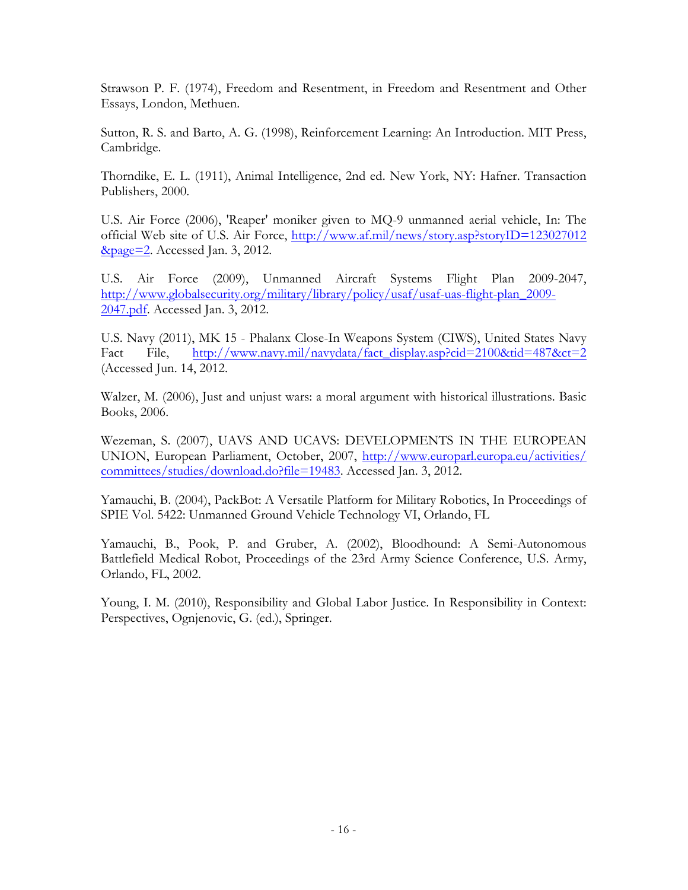Strawson P. F. (1974), Freedom and Resentment, in Freedom and Resentment and Other Essays, London, Methuen.

Sutton, R. S. and Barto, A. G. (1998), Reinforcement Learning: An Introduction. MIT Press, Cambridge.

Thorndike, E. L. (1911), Animal Intelligence, 2nd ed. New York, NY: Hafner. Transaction Publishers, 2000.

U.S. Air Force (2006), 'Reaper' moniker given to MQ-9 unmanned aerial vehicle, In: The official Web site of U.S. Air Force, http://www.af.mil/news/story.asp?storyID=123027012&page=2. Accessed Jan. 3, 2012.

U.S. Air Force (2009), Unmanned Aircraft Systems Flight Plan 2009-2047, http://www.globalsecurity.org/military/library/policy/usaf/usaf-uas-flight-plan_2009-2047.pdf. Accessed Jan. 3, 2012.

U.S. Navy (2011), MK 15 - Phalanx Close-In Weapons System (CIWS), United States Navy Fact File, http://www.navy.mil/navydata/fact_display.asp?cid=2100&tid=487&ct=2 (Accessed Jun. 14, 2012.

Walzer, M. (2006), Just and unjust wars: a moral argument with historical illustrations. Basic Books, 2006.

Wezeman, S. (2007), UAVS AND UCAVS: DEVELOPMENTS IN THE EUROPEAN UNION, European Parliament, October, 2007, http://www.europarl.europa.eu/activities/committees/studies/download.do?file=19483. Accessed Jan. 3, 2012.

Yamauchi, B. (2004), PackBot: A Versatile Platform for Military Robotics, In Proceedings of SPIE Vol. 5422: Unmanned Ground Vehicle Technology VI, Orlando, FL

Yamauchi, B., Pook, P. and Gruber, A. (2002), Bloodhound: A Semi-Autonomous Battlefield Medical Robot, Proceedings of the 23rd Army Science Conference, U.S. Army, Orlando, FL, 2002.

Young, I. M. (2010), Responsibility and Global Labor Justice. In Responsibility in Context: Perspectives, Ognjenovic, G. (ed.), Springer.